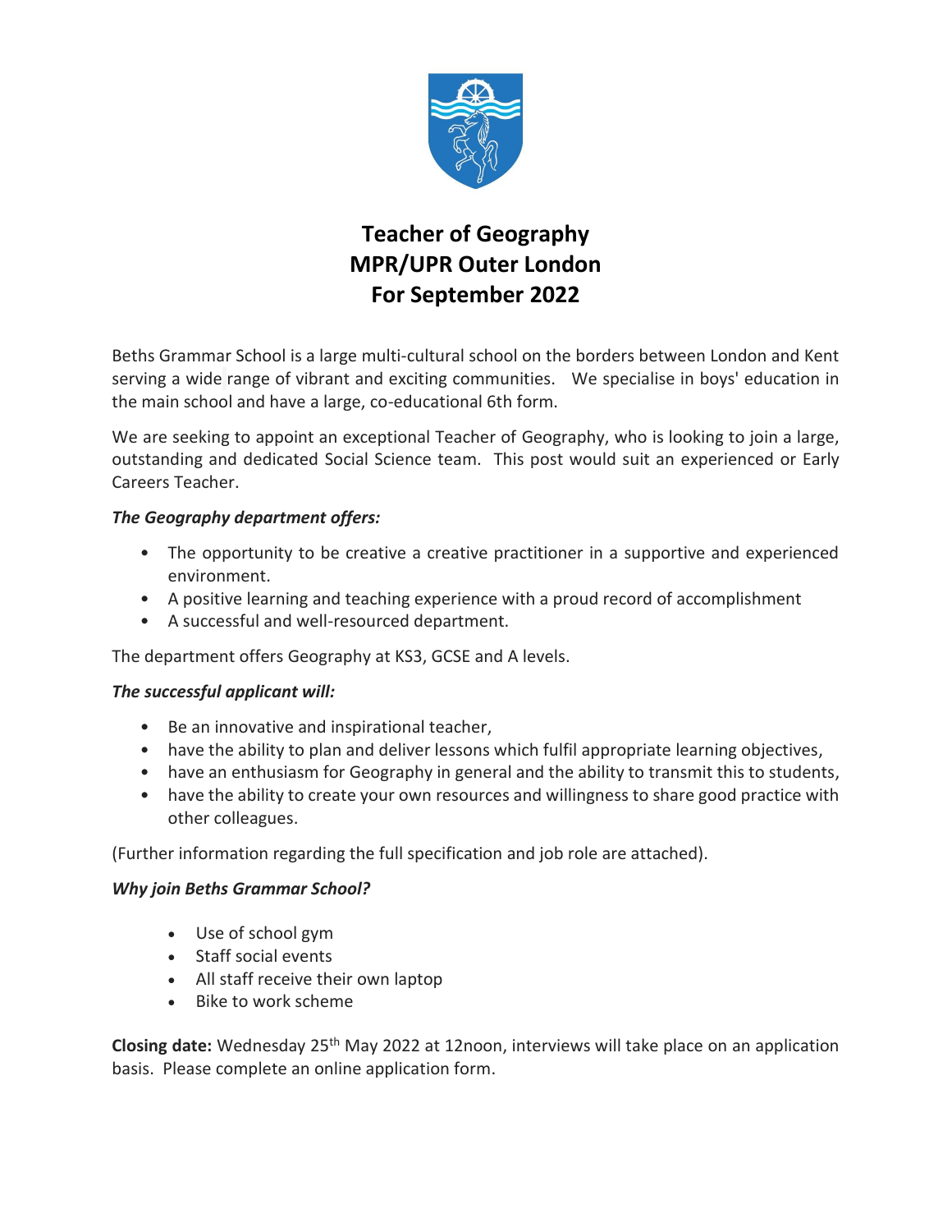# Teacher of Geography
# MPR/UPR Outer London
# For September 2022

Beths Grammar School is a large multi-cultural school on the borders between London and Kent serving a wide range of vibrant and exciting communities. We specialise in boys' education in the main school and have a large, co-educational 6th form.

We are seeking to appoint an exceptional Teacher of Geography, who is looking to join a large, outstanding and dedicated Social Science team. This post would suit an experienced or Early Careers Teacher.

***The Geography department offers:***

- The opportunity to be creative a creative practitioner in a supportive and experienced environment.
- A positive learning and teaching experience with a proud record of accomplishment
- A successful and well-resourced department.

The department offers Geography at KS3, GCSE and A levels.

***The successful applicant will:***

- Be an innovative and inspirational teacher,
- have the ability to plan and deliver lessons which fulfil appropriate learning objectives,
- have an enthusiasm for Geography in general and the ability to transmit this to students,
- have the ability to create your own resources and willingness to share good practice with other colleagues.

(Further information regarding the full specification and job role are attached).

***Why join Beths Grammar School?***

- Use of school gym
- Staff social events
- All staff receive their own laptop
- Bike to work scheme

**Closing date:** Wednesday 25th May 2022 at 12noon, interviews will take place on an application basis. Please complete an online application form.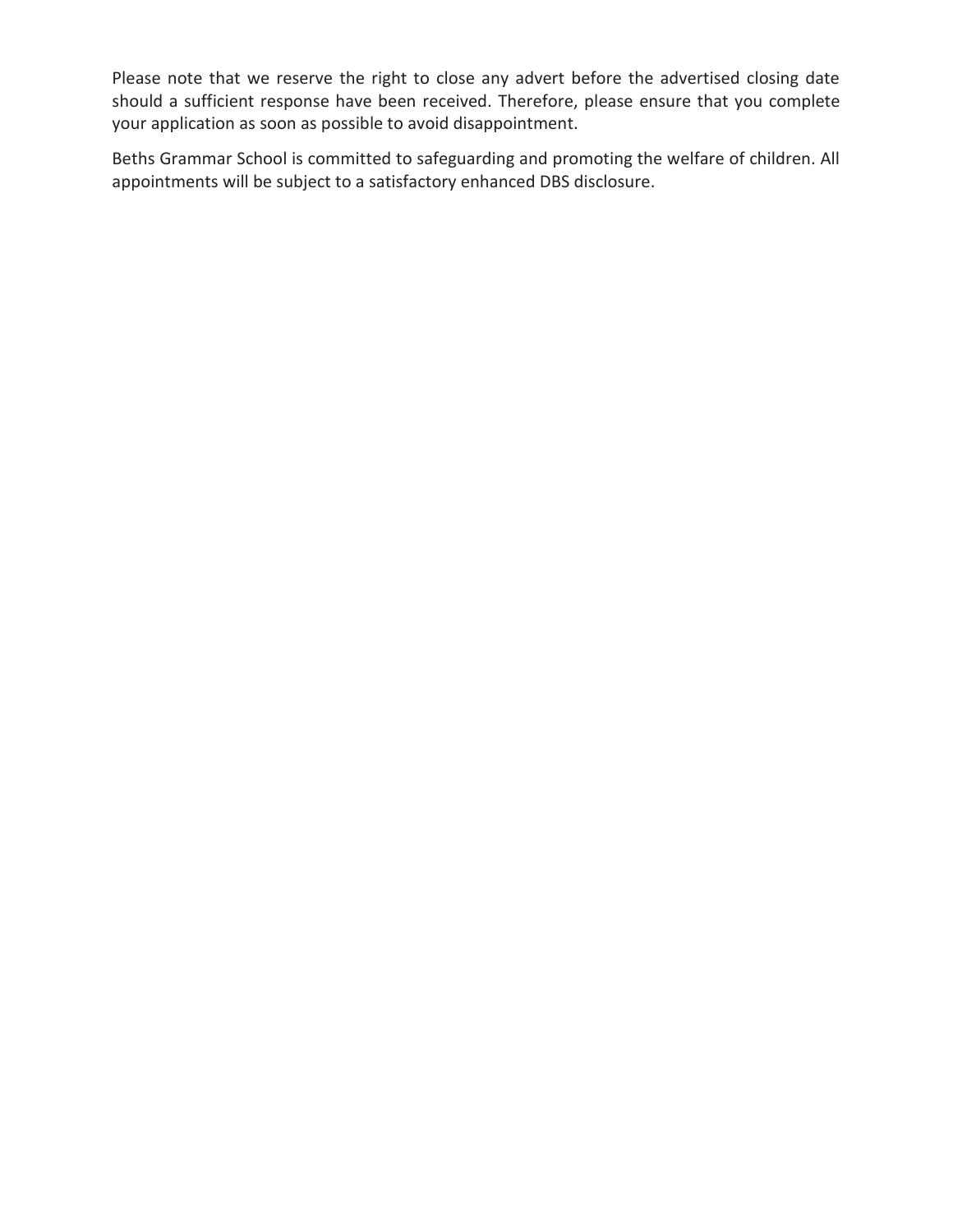Please note that we reserve the right to close any advert before the advertised closing date should a sufficient response have been received. Therefore, please ensure that you complete your application as soon as possible to avoid disappointment.

Beths Grammar School is committed to safeguarding and promoting the welfare of children. All appointments will be subject to a satisfactory enhanced DBS disclosure.